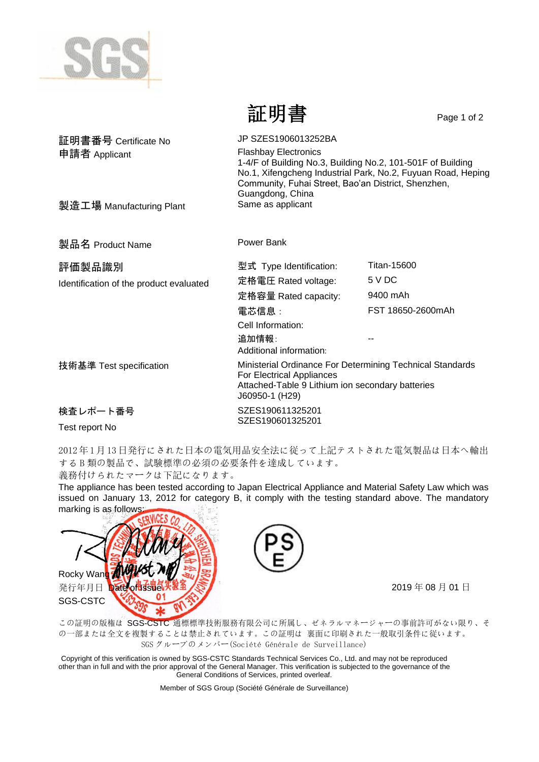SGS

# 証明書

| | |
|---|---|
| 証明書番号 Certificate No | JP SZES1906013252BA |
| 申請者 Applicant | Flashbay Electronics<br>1-4/F of Building No.3, Building No.2, 101-501F of Building No.1, Xifengcheng Industrial Park, No.2, Fuyuan Road, Heping Community, Fuhai Street, Bao'an District, Shenzhen, Guangdong, China |
| 製造工場 Manufacturing Plant | Same as applicant |
| 製品名 Product Name | Power Bank |

**評価製品識別**

Identification of the product evaluated

| | |
|---|---|
| 型式 Type Identification: | Titan-15600 |
| 定格電圧 Rated voltage: | 5 V DC |
| 定格容量 Rated capacity: | 9400 mAh |
| 電芯信息：<br>Cell Information: | FST 18650-2600mAh |
| 追加情報：<br>Additional information: | -- |

| | |
|---|---|
| 技術基準 Test specification | Ministerial Ordinance For Determining Technical Standards For Electrical Appliances<br>Attached-Table 9 Lithium ion secondary batteries<br>J60950-1 (H29) |
| 検査レポート番号<br>Test report No | SZES190611325201<br>SZES190601325201 |

2012年1月13日発行にされた日本の電気用品安全法に従って上記テストされた電気製品は日本へ輸出するB類の製品で、試験標準の必須の必要条件を達成しています。
義務付けられたマークは下記になります。

The appliance has been tested according to Japan Electrical Appliance and Material Safety Law which was issued on January 13, 2012 for category B, it comply with the testing standard above. The mandatory marking is as follows:

PS E

Rocky Wang
発行年月日 Date of Issue
SGS-CSTC

2019 年 08 月 01 日

この証明の版権は SGS-CSTC 通標標準技術服務有限公司に所属し、ゼネラルマネージャーの事前許可がない限り、その一部または全文を複製することは禁止されています。この証明は 裏面に印刷された一般取引条件に従います。
SGS グループのメンバー(Société Générale de Surveillance)

Copyright of this verification is owned by SGS-CSTC Standards Technical Services Co., Ltd. and may not be reproduced other than in full and with the prior approval of the General Manager. This verification is subjected to the governance of the General Conditions of Services, printed overleaf.

Member of SGS Group (Société Générale de Surveillance)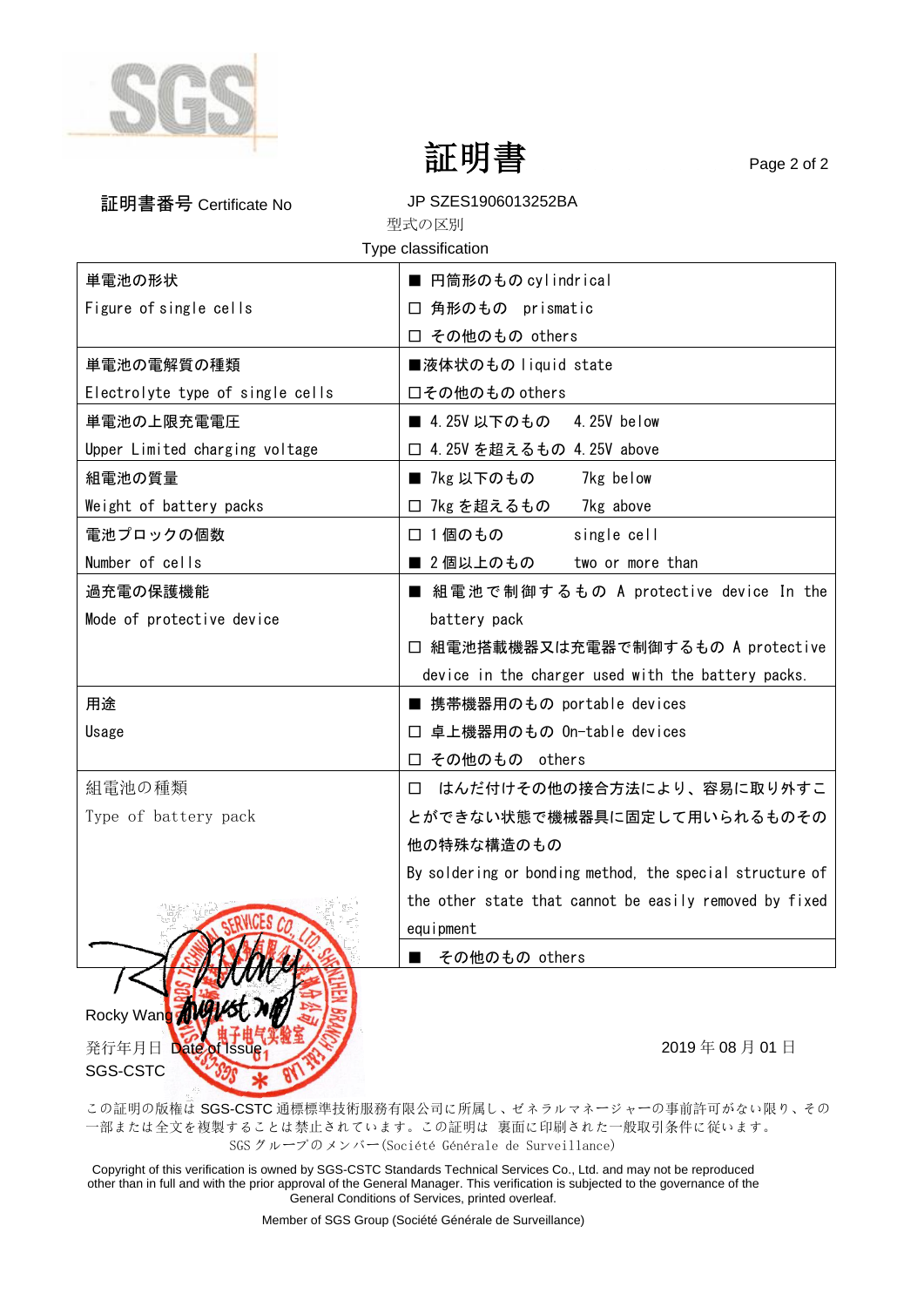# 証明書

**証明書番号** Certificate No　　JP SZES1906013252BA

型式の区別

Type classification

| 単電池の形状<br>Figure of single cells | ■ 円筒形のもの cylindrical<br>☐ 角形のもの prismatic<br>☐ その他のもの others |
|---|---|
| 単電池の電解質の種類<br>Electrolyte type of single cells | ■液体状のもの liquid state<br>☐その他のもの others |
| 単電池の上限充電電圧<br>Upper Limited charging voltage | ■ 4.25V 以下のもの 4.25V below<br>☐ 4.25V を超えるもの 4.25V above |
| 組電池の質量<br>Weight of battery packs | ■ 7kg 以下のもの 7kg below<br>☐ 7kg を超えるもの 7kg above |
| 電池ブロックの個数<br>Number of cells | ☐ 1 個のもの single cell<br>■ 2 個以上のもの two or more than |
| 過充電の保護機能<br>Mode of protective device | ■ 組電池で制御するもの A protective device In the battery pack<br>☐ 組電池搭載機器又は充電器で制御するもの A protective device in the charger used with the battery packs. |
| 用途<br>Usage | ■ 携帯機器用のもの portable devices<br>☐ 卓上機器用のもの On-table devices<br>☐ その他のもの others |
| 組電池の種類<br>Type of battery pack | ☐ はんだ付けその他の接合方法により、容易に取り外すことができない状態で機械器具に固定して用いられるものその他の特殊な構造のもの<br>By soldering or bonding method, the special structure of the other state that cannot be easily removed by fixed equipment<br>■ その他のもの others |

Rocky Wang

発行年月日 Date of Issue　　2019 年 08 月 01 日

SGS-CSTC

この証明の版権は SGS-CSTC 通標標準技術服務有限公司に所属し、ゼネラルマネージャーの事前許可がない限り、その一部または全文を複製することは禁止されています。この証明は 裏面に印刷された一般取引条件に従います。
SGS グループのメンバー(Société Générale de Surveillance)

Copyright of this verification is owned by SGS-CSTC Standards Technical Services Co., Ltd. and may not be reproduced other than in full and with the prior approval of the General Manager. This verification is subjected to the governance of the General Conditions of Services, printed overleaf.

Member of SGS Group (Société Générale de Surveillance)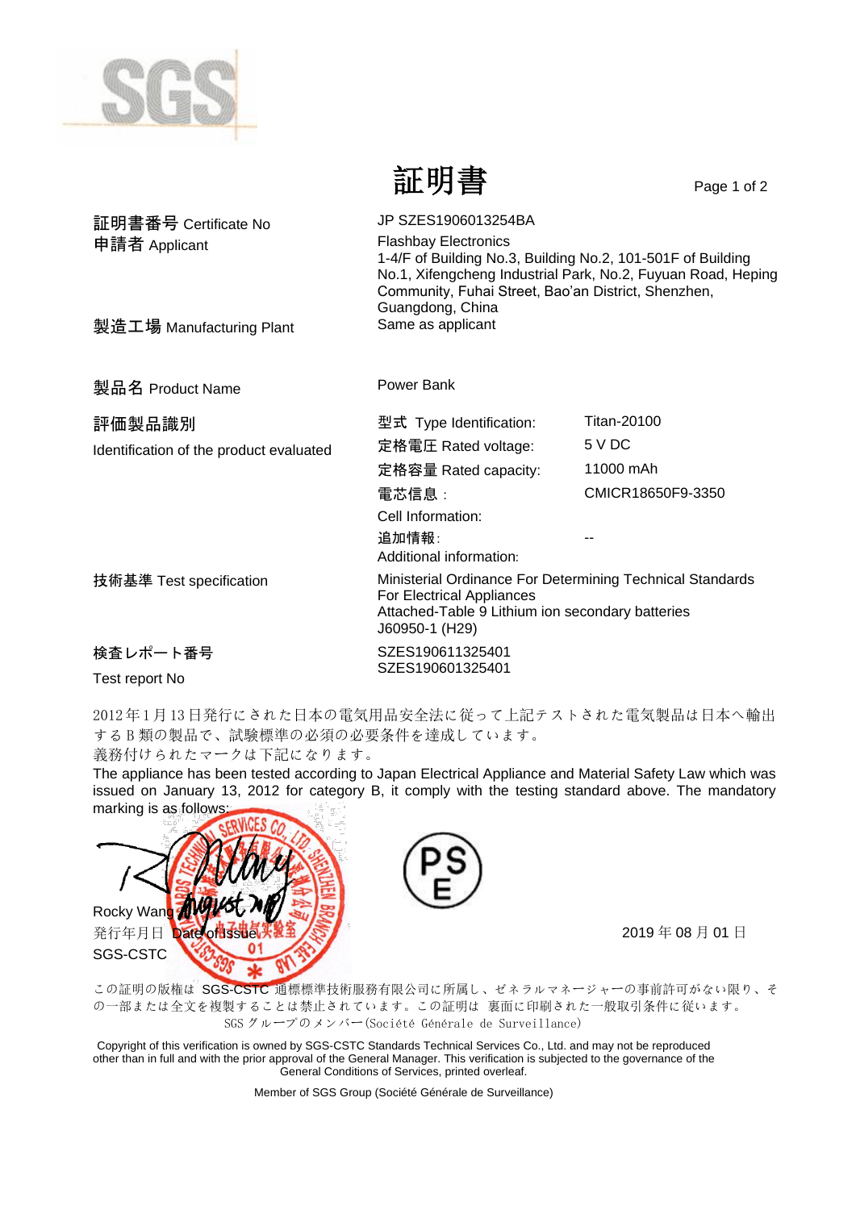# 証明書

| | |
|---|---|
| 証明書番号 Certificate No | JP SZES1906013254BA |
| 申請者 Applicant | Flashbay Electronics<br>1-4/F of Building No.3, Building No.2, 101-501F of Building No.1, Xifengcheng Industrial Park, No.2, Fuyuan Road, Heping Community, Fuhai Street, Bao'an District, Shenzhen, Guangdong, China |
| 製造工場 Manufacturing Plant | Same as applicant |
| 製品名 Product Name | Power Bank |

**評価製品識別**
Identification of the product evaluated

| | |
|---|---|
| 型式 Type Identification: | Titan-20100 |
| 定格電圧 Rated voltage: | 5 V DC |
| 定格容量 Rated capacity: | 11000 mAh |
| 電芯信息：<br>Cell Information: | CMICR18650F9-3350 |
| 追加情報：<br>Additional information: | -- |

**技術基準 Test specification**
Ministerial Ordinance For Determining Technical Standards For Electrical Appliances
Attached-Table 9 Lithium ion secondary batteries
J60950-1 (H29)

**検査レポート番号**
Test report No
SZES190611325401
SZES190601325401

2012年1月13日発行にされた日本の電気用品安全法に従って上記テストされた電気製品は日本へ輸出するB類の製品で、試験標準の必須の必要条件を達成しています。
義務付けられたマークは下記になります。

The appliance has been tested according to Japan Electrical Appliance and Material Safety Law which was issued on January 13, 2012 for category B, it comply with the testing standard above. The mandatory marking is as follows:

PS E

Rocky Wang
発行年月日 Date of Issue
SGS-CSTC

2019年08月01日

この証明の版権は SGS-CSTC 通標標準技術服務有限公司に所属し、ゼネラルマネージャーの事前許可がない限り、その一部または全文を複製することは禁止されています。この証明は 裏面に印刷された一般取引条件に従います。
SGSグループのメンバー(Société Générale de Surveillance)

Copyright of this verification is owned by SGS-CSTC Standards Technical Services Co., Ltd. and may not be reproduced other than in full and with the prior approval of the General Manager. This verification is subjected to the governance of the General Conditions of Services, printed overleaf.

Member of SGS Group (Société Générale de Surveillance)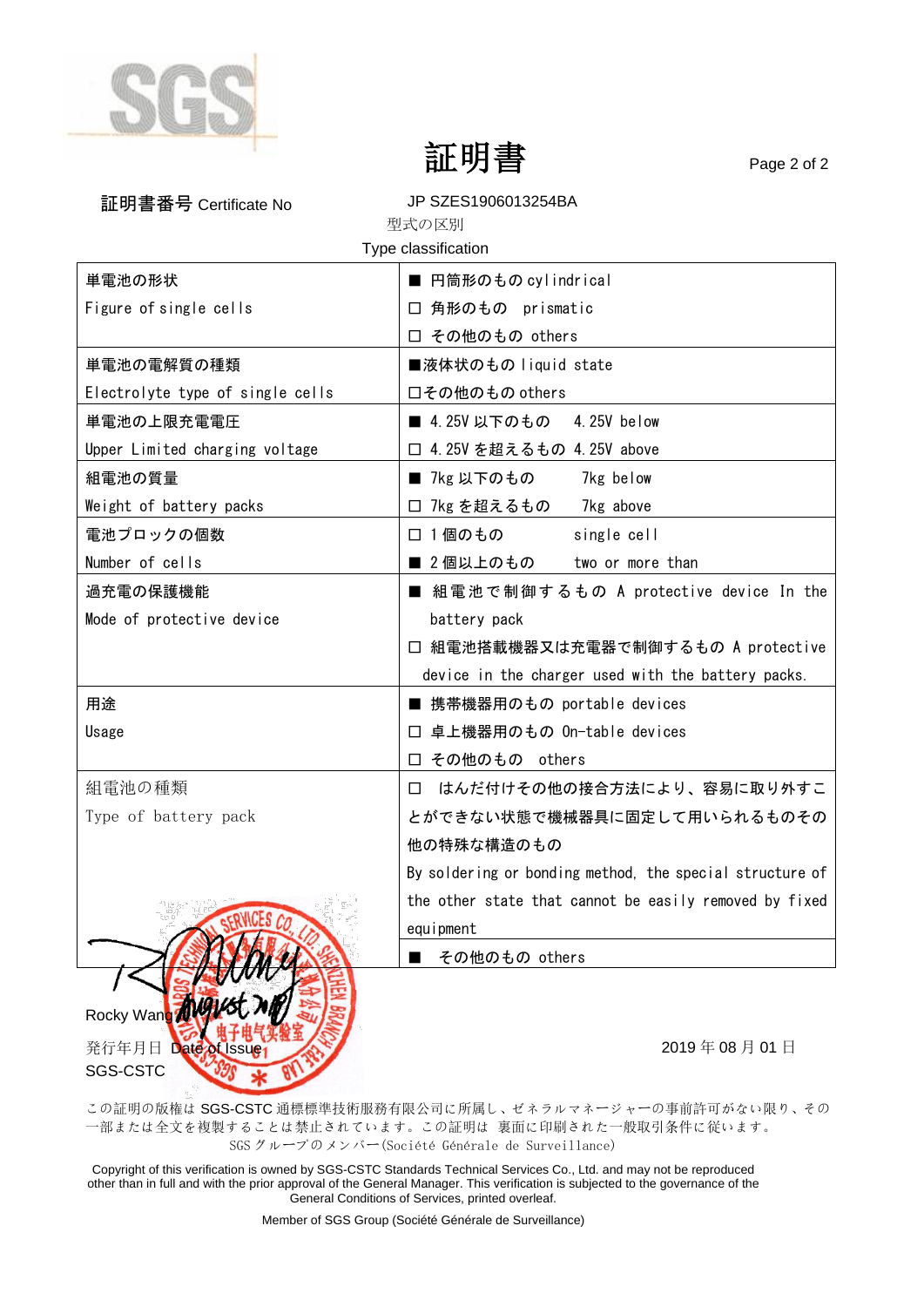# 証明書

**証明書番号** Certificate No　　JP SZES1906013254BA

型式の区別

Type classification

| | |
|---|---|
| 単電池の形状<br>Figure of single cells | ■ 円筒形のもの cylindrical<br>□ 角形のもの　prismatic<br>□ その他のもの others |
| 単電池の電解質の種類<br>Electrolyte type of single cells | ■液体状のもの liquid state<br>□その他のもの others |
| 単電池の上限充電電圧<br>Upper Limited charging voltage | ■ 4.25V 以下のもの　4.25V below<br>□ 4.25V を超えるもの 4.25V above |
| 組電池の質量<br>Weight of battery packs | ■ 7kg 以下のもの　　7kg below<br>□ 7kg を超えるもの　　7kg above |
| 電池ブロックの個数<br>Number of cells | □ 1 個のもの　　　single cell<br>■ 2 個以上のもの　　two or more than |
| 過充電の保護機能<br>Mode of protective device | ■ 組電池で制御するもの A protective device In the battery pack<br>□ 組電池搭載機器又は充電器で制御するもの A protective device in the charger used with the battery packs. |
| 用途<br>Usage | ■ 携帯機器用のもの portable devices<br>□ 卓上機器用のもの On-table devices<br>□ その他のもの　others |
| 組電池の種類<br>Type of battery pack | □　はんだ付けその他の接合方法により、容易に取り外すことができない状態で機械器具に固定して用いられるものその他の特殊な構造のもの<br>By soldering or bonding method, the special structure of the other state that cannot be easily removed by fixed equipment<br>■　その他のもの others |

Rocky Wang

発行年月日 Date of Issue　　　　2019 年 08 月 01 日

SGS-CSTC

この証明の版権は SGS-CSTC 通標標準技術服務有限公司に所属し、ゼネラルマネージャーの事前許可がない限り、その一部または全文を複製することは禁止されています。この証明は　裏面に印刷された一般取引条件に従います。
SGS グループのメンバー(Société Générale de Surveillance)

Copyright of this verification is owned by SGS-CSTC Standards Technical Services Co., Ltd. and may not be reproduced other than in full and with the prior approval of the General Manager. This verification is subjected to the governance of the General Conditions of Services, printed overleaf.

Member of SGS Group (Société Générale de Surveillance)